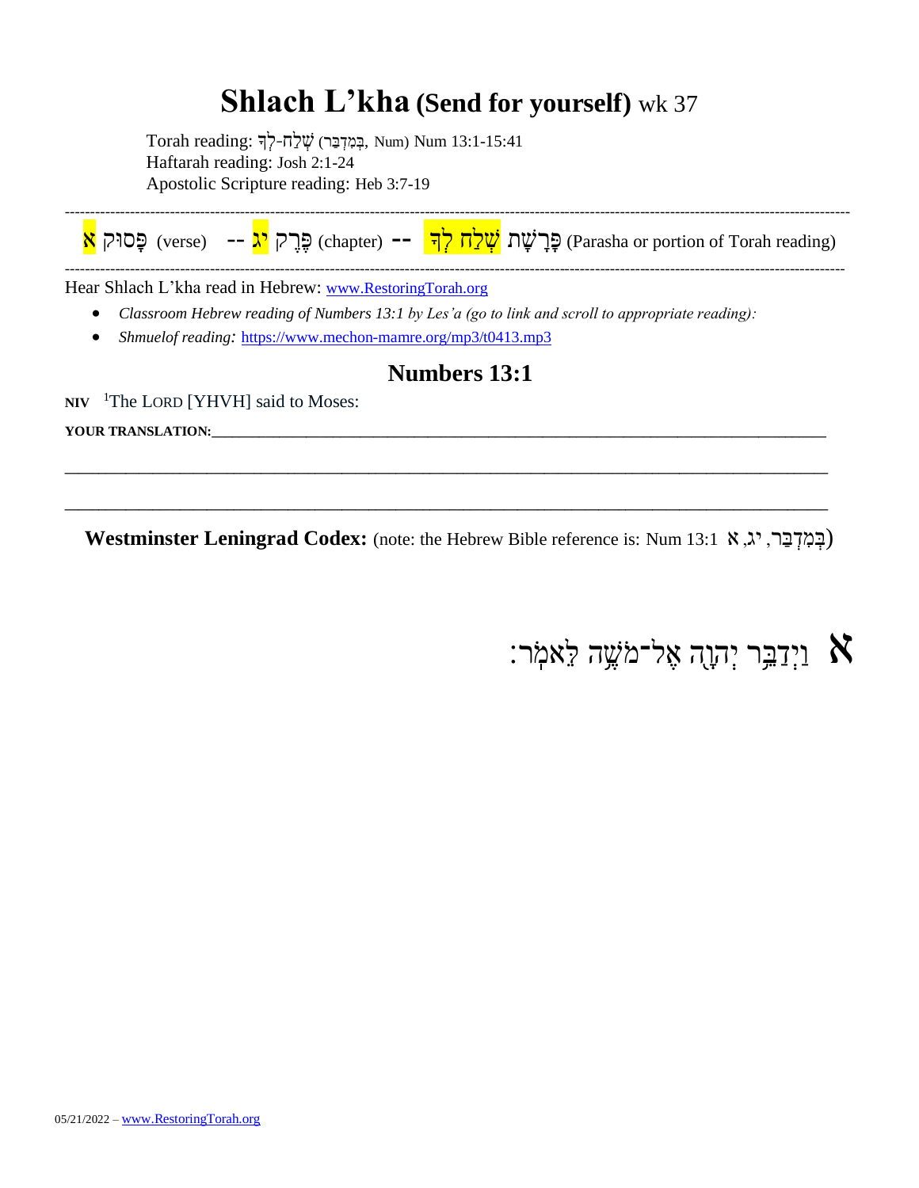# Shlach L'kha (Send for yourself) wk 37

Torah reading: שְׁלַח-לְךָ (בְּמִדְבַּר, Num) Num 13:1-15:41
Haftarah reading: Josh 2:1-24
Apostolic Scripture reading: Heb 3:7-19

---

פָּסוּק א (verse) -- פֶּרֶק יג (chapter) -- פָּרָשַׁת שְׁלַח לְךָ (Parasha or portion of Torah reading)

---

Hear Shlach L'kha read in Hebrew: www.RestoringTorah.org

- *Classroom Hebrew reading of Numbers 13:1 by Les'a (go to link and scroll to appropriate reading):*
- *Shmuelof reading:* https://www.mechon-mamre.org/mp3/t0413.mp3

## Numbers 13:1

**NIV** [1]The LORD [YHVH] said to Moses:

**YOUR TRANSLATION:**______________________________________________________________________

__________________________________________________________________________________________

__________________________________________________________________________________________

**Westminster Leningrad Codex:** (note: the Hebrew Bible reference is: Num 13:1 (בְּמִדְבַּר, יג, א)

**א** וַיְדַבֵּר יְהוָה אֶל־מֹשֶׁה לֵּאמֹר׃

05/21/2022 – www.RestoringTorah.org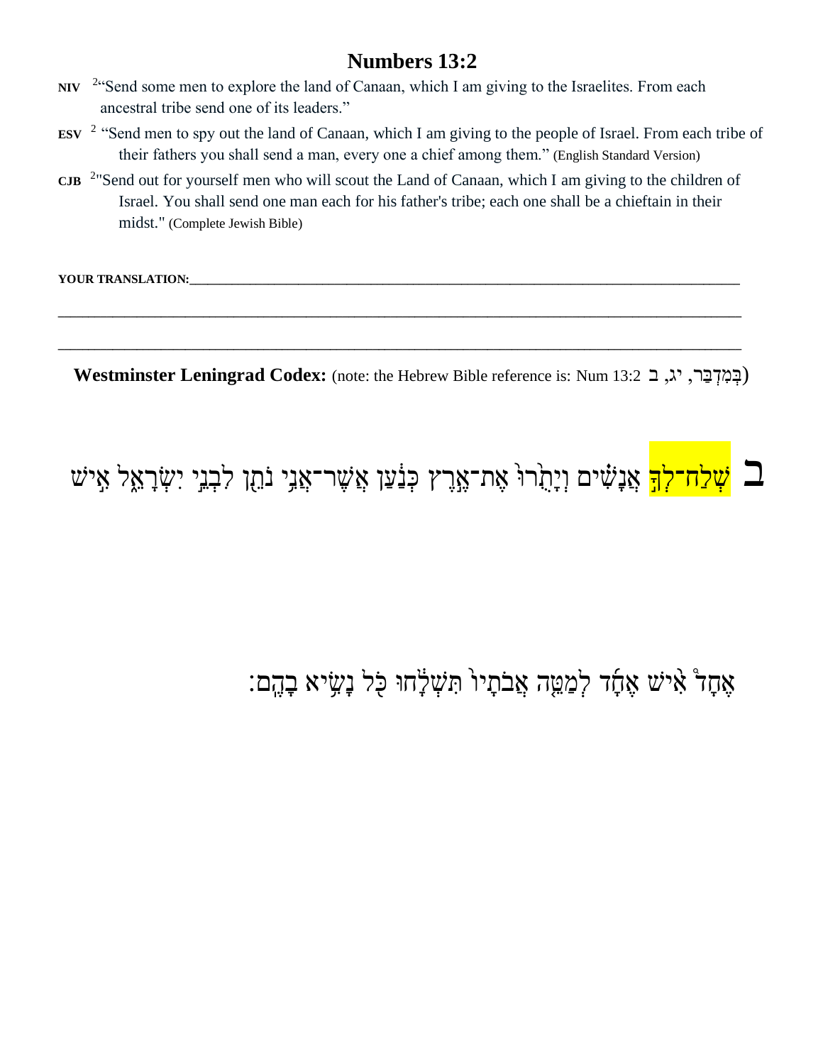# Numbers 13:2

**NIV** [2]"Send some men to explore the land of Canaan, which I am giving to the Israelites. From each ancestral tribe send one of its leaders."

**ESV** [2] "Send men to spy out the land of Canaan, which I am giving to the people of Israel. From each tribe of their fathers you shall send a man, every one a chief among them." (English Standard Version)

**CJB** [2]"Send out for yourself men who will scout the Land of Canaan, which I am giving to the children of Israel. You shall send one man each for his father's tribe; each one shall be a chieftain in their midst." (Complete Jewish Bible)

**YOUR TRANSLATION:**___________________________________________________________________________

_______________________________________________________________________________________________

_______________________________________________________________________________________________

**Westminster Leningrad Codex:** (note: the Hebrew Bible reference is: Num 13:2 בְּמִדְבַּר, יג, ב)

ב שְׁלַח־לְךָ֣ אֲנָשִׁ֗ים וְיָתֻ֙רוּ֙ אֶת־אֶ֣רֶץ כְּנַ֔עַן אֲשֶׁר־אֲנִ֥י נֹתֵ֖ן לִבְנֵ֣י יִשְׂרָאֵ֑ל אִ֣ישׁ

אֶחָד֩ אִ֨ישׁ אֶחָ֜ד לְמַטֵּ֤ה אֲבֹתָיו֙ תִּשְׁלָ֔חוּ כֹּ֖ל נָשִׂ֥יא בָהֶֽם׃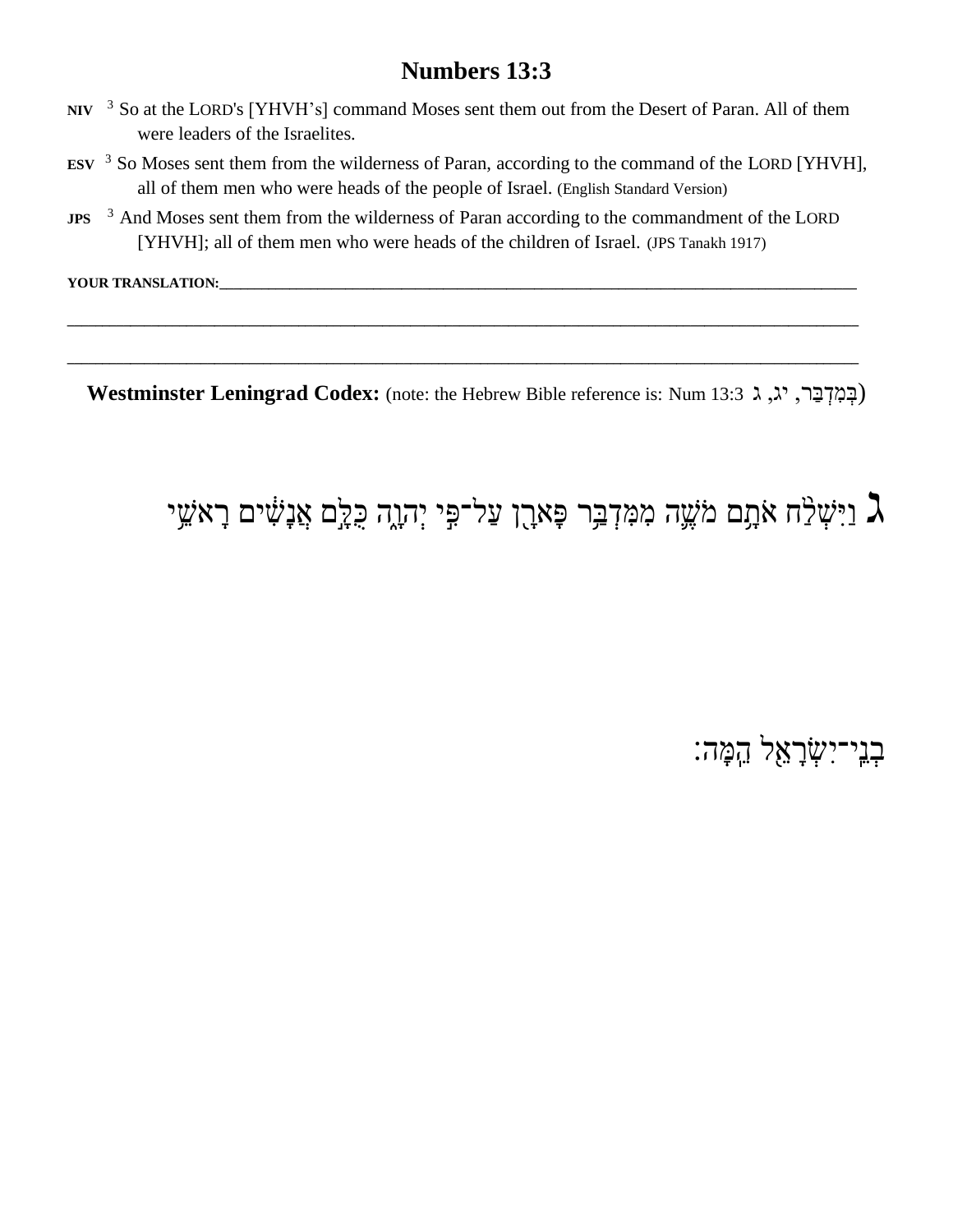# Numbers 13:3

**NIV** [3] So at the LORD's [YHVH's] command Moses sent them out from the Desert of Paran. All of them were leaders of the Israelites.

**ESV** [3] So Moses sent them from the wilderness of Paran, according to the command of the LORD [YHVH], all of them men who were heads of the people of Israel. (English Standard Version)

**JPS** [3] And Moses sent them from the wilderness of Paran according to the commandment of the LORD [YHVH]; all of them men who were heads of the children of Israel. (JPS Tanakh 1917)

**YOUR TRANSLATION:**\_\_\_\_\_\_\_\_\_\_\_\_\_\_\_\_\_\_\_\_\_\_\_\_\_\_\_\_\_\_\_\_\_\_\_\_\_\_\_\_\_\_\_\_\_\_\_\_\_\_\_\_\_\_\_\_\_\_\_\_\_\_\_\_\_\_\_\_\_\_

\_\_\_\_\_\_\_\_\_\_\_\_\_\_\_\_\_\_\_\_\_\_\_\_\_\_\_\_\_\_\_\_\_\_\_\_\_\_\_\_\_\_\_\_\_\_\_\_\_\_\_\_\_\_\_\_\_\_\_\_\_\_\_\_\_\_\_\_\_\_\_\_\_\_\_\_\_\_\_\_\_\_

\_\_\_\_\_\_\_\_\_\_\_\_\_\_\_\_\_\_\_\_\_\_\_\_\_\_\_\_\_\_\_\_\_\_\_\_\_\_\_\_\_\_\_\_\_\_\_\_\_\_\_\_\_\_\_\_\_\_\_\_\_\_\_\_\_\_\_\_\_\_\_\_\_\_\_\_\_\_\_\_\_\_

**Westminster Leningrad Codex:** (note: the Hebrew Bible reference is: Num 13:3 בְּמִדְבַּר, יג, ג)

ג וַיִּשְׁלַ֨ח אֹתָ֥ם מֹשֶׁ֛ה מִמִּדְבַּ֥ר פָּארָ֖ן עַל־פִּ֣י יְהוָ֑ה כֻּלָּ֣ם אֲנָשִׁ֔ים רָאשֵׁ֥י

בְנֵֽי־יִשְׂרָאֵ֖ל הֵֽמָּה׃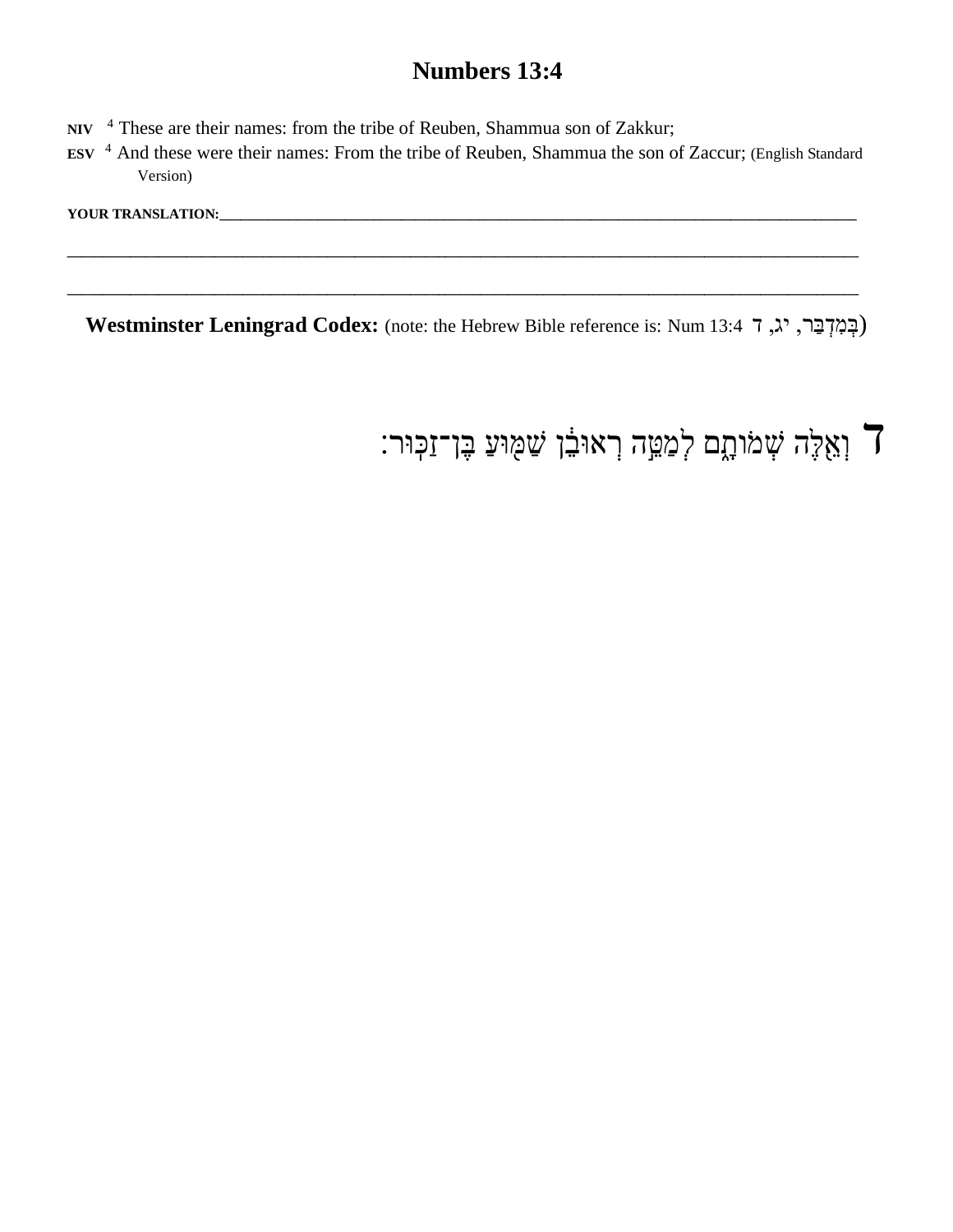# Numbers 13:4

**NIV** [4] These are their names: from the tribe of Reuben, Shammua son of Zakkur;

**ESV** [4] And these were their names: From the tribe of Reuben, Shammua the son of Zaccur; (English Standard Version)

**YOUR TRANSLATION:**___________________________________________________________________________

___________________________________________________________________________________________

___________________________________________________________________________________________

**Westminster Leningrad Codex:** (note: the Hebrew Bible reference is: Num 13:4 בְּמִדְבַּר, יג, ד)

ד וְאֵ֖לֶּה שְׁמוֹתָ֑ם לְמַטֵּ֣ה רְאוּבֵ֔ן שַׁמּ֖וּעַ בֶּן־זַכּֽוּר׃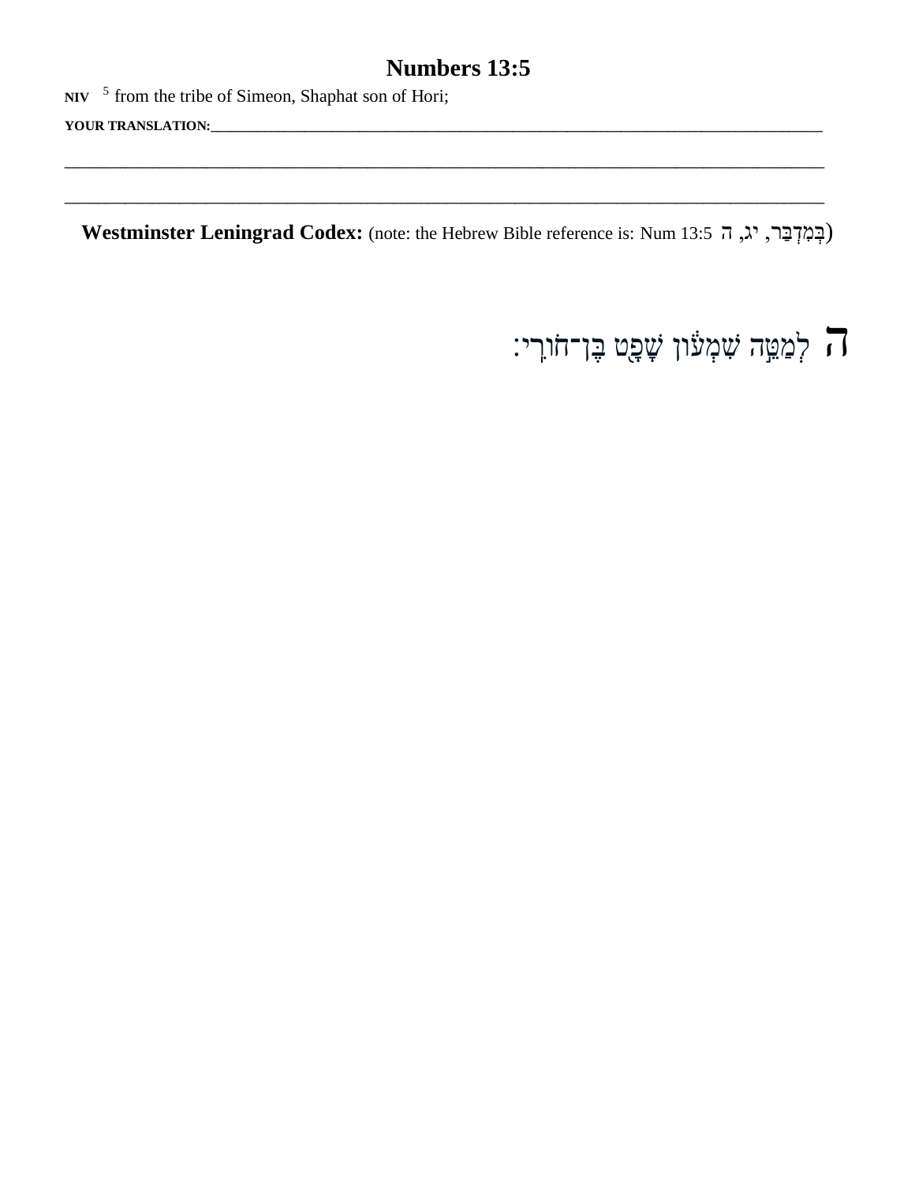# Numbers 13:5

**NIV** [5] from the tribe of Simeon, Shaphat son of Hori;

**YOUR TRANSLATION:**___________________________________________________________________________

_____________________________________________________________________________________________

_____________________________________________________________________________________________

**Westminster Leningrad Codex:** (note: the Hebrew Bible reference is: Num 13:5 בְּמִדְבַּר, יג, ה)

ה לְמַטֵּ֣ה שִׁמְע֔וֹן שָׁפָ֖ט בֶּן־חוֹרִֽי׃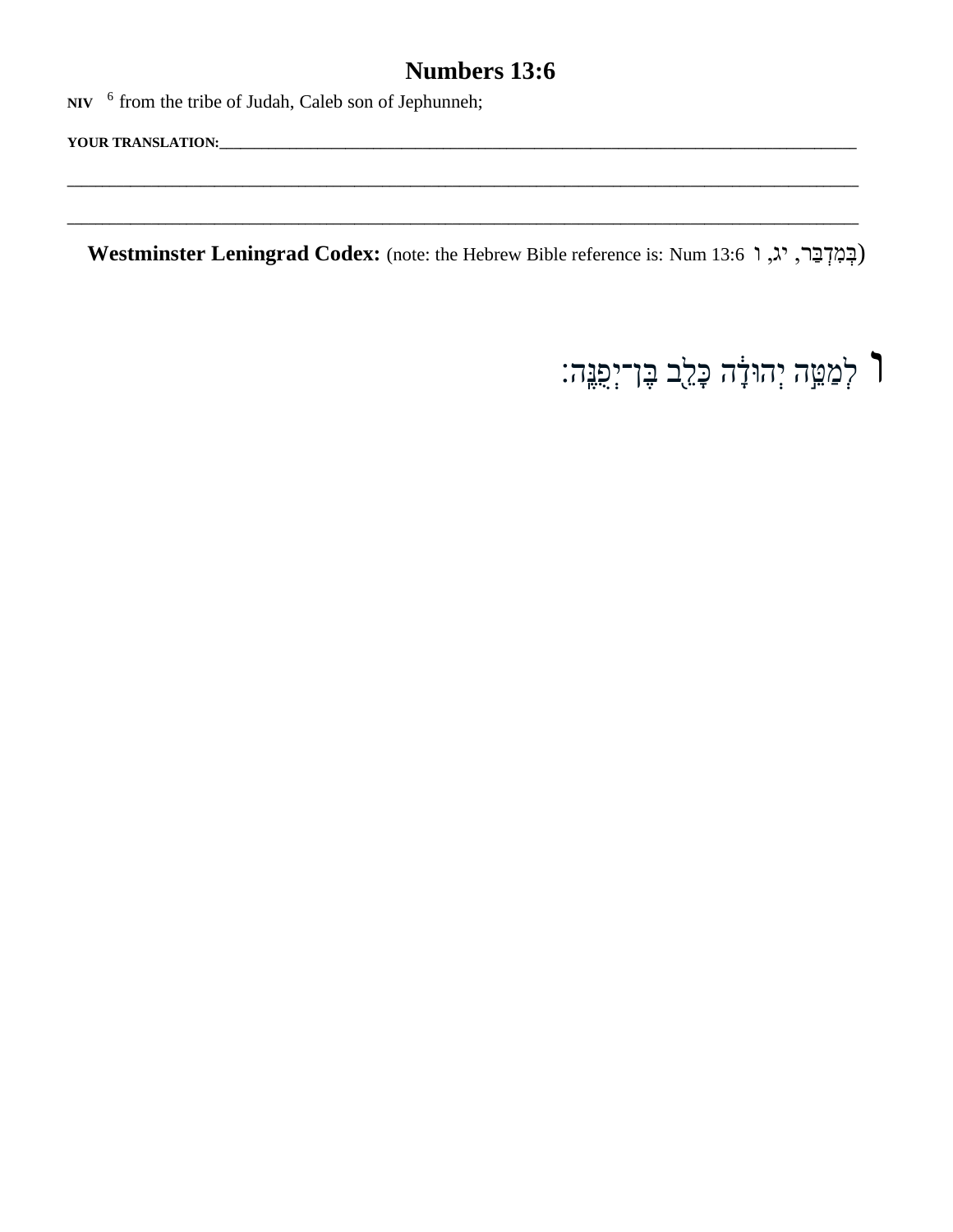# Numbers 13:6

NIV [6] from the tribe of Judah, Caleb son of Jephunneh;

**YOUR TRANSLATION:**\_\_\_\_\_\_\_\_\_\_\_\_\_\_\_\_\_\_\_\_\_\_\_\_\_\_\_\_\_\_\_\_\_\_\_\_\_\_\_\_\_\_\_\_\_\_\_\_\_\_\_\_\_\_\_\_\_\_\_\_\_\_\_\_\_\_\_\_\_\_\_\_\_\_\_\_\_\_

\_\_\_\_\_\_\_\_\_\_\_\_\_\_\_\_\_\_\_\_\_\_\_\_\_\_\_\_\_\_\_\_\_\_\_\_\_\_\_\_\_\_\_\_\_\_\_\_\_\_\_\_\_\_\_\_\_\_\_\_\_\_\_\_\_\_\_\_\_\_\_\_\_\_\_\_\_\_\_\_\_\_\_\_\_\_\_\_\_\_

\_\_\_\_\_\_\_\_\_\_\_\_\_\_\_\_\_\_\_\_\_\_\_\_\_\_\_\_\_\_\_\_\_\_\_\_\_\_\_\_\_\_\_\_\_\_\_\_\_\_\_\_\_\_\_\_\_\_\_\_\_\_\_\_\_\_\_\_\_\_\_\_\_\_\_\_\_\_\_\_\_\_\_\_\_\_\_\_\_\_

**Westminster Leningrad Codex:** (note: the Hebrew Bible reference is: Num 13:6 בְּמִדְבַּר, יג, ו)

ו לְמַטֵּ֣ה יְהוּדָ֔ה כָּלֵ֖ב בֶּן־יְפֻנֶּֽה׃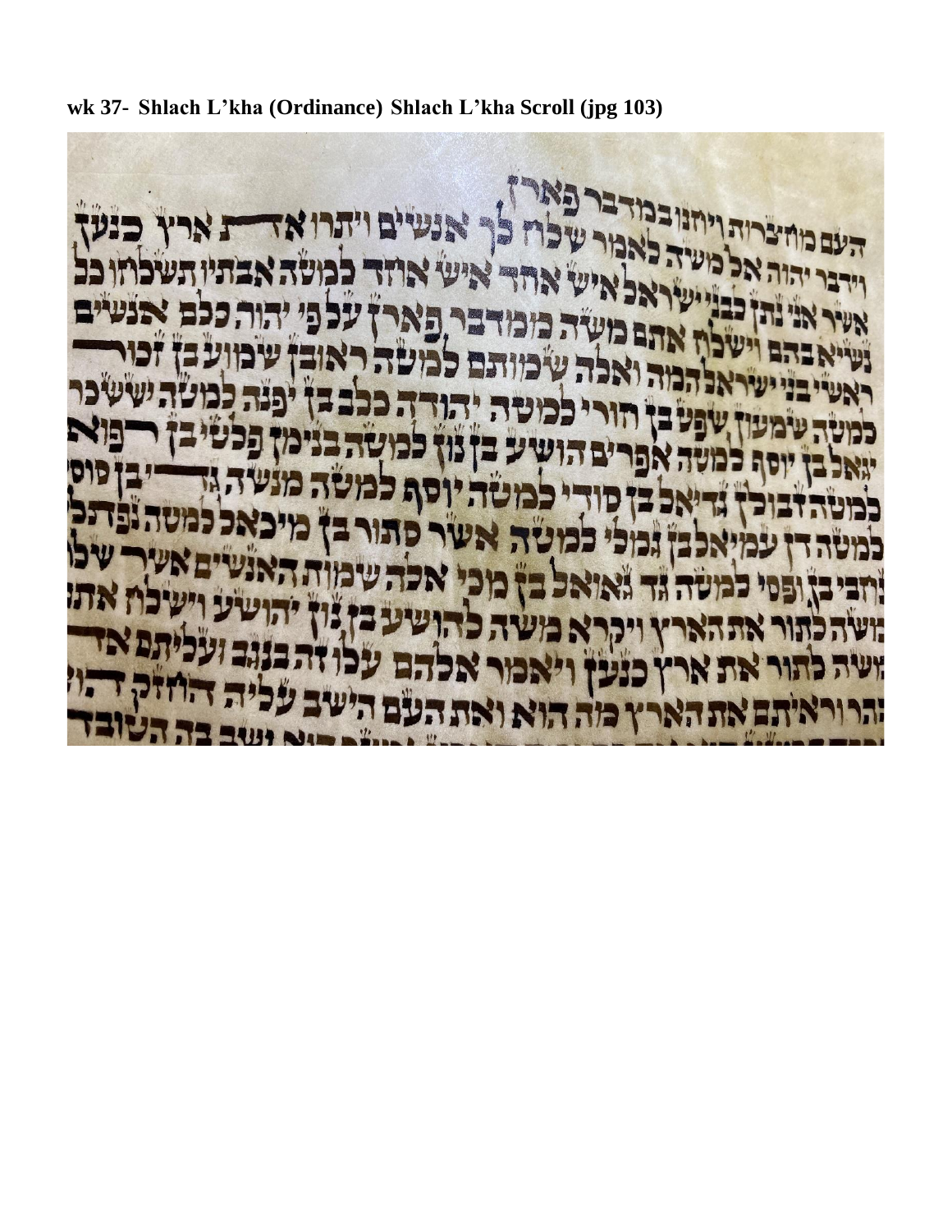**wk 37- Shlach L'kha (Ordinance) Shlach L'kha Scroll (jpg 103)**